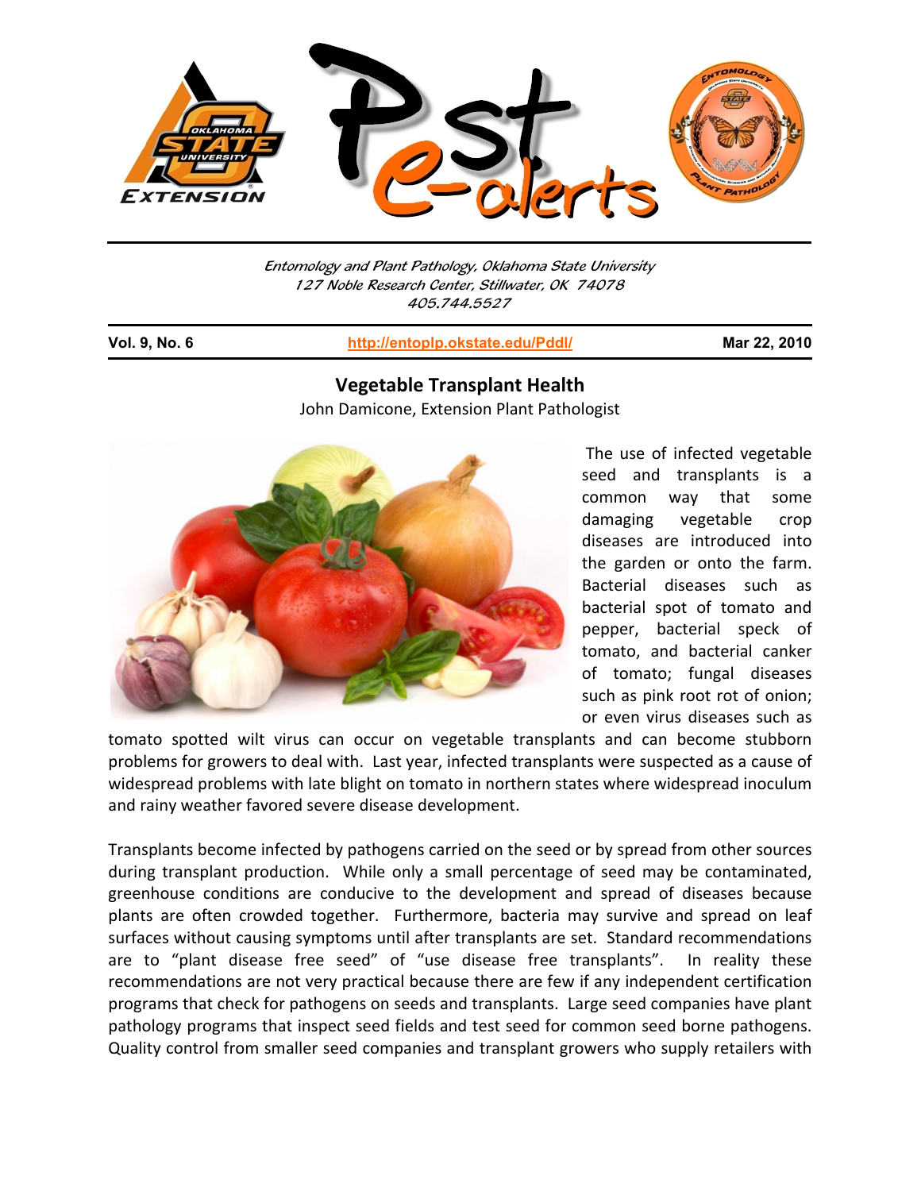Entomology and Plant Pathology, Oklahoma State University
127 Noble Research Center, Stillwater, OK 74078
405.744.5527

**Vol. 9, No. 6** | **http://entoplp.okstate.edu/Pddl/** | **Mar 22, 2010**

# Vegetable Transplant Health

John Damicone, Extension Plant Pathologist

The use of infected vegetable seed and transplants is a common way that some damaging vegetable crop diseases are introduced into the garden or onto the farm. Bacterial diseases such as bacterial spot of tomato and pepper, bacterial speck of tomato, and bacterial canker of tomato; fungal diseases such as pink root rot of onion; or even virus diseases such as tomato spotted wilt virus can occur on vegetable transplants and can become stubborn problems for growers to deal with. Last year, infected transplants were suspected as a cause of widespread problems with late blight on tomato in northern states where widespread inoculum and rainy weather favored severe disease development.

Transplants become infected by pathogens carried on the seed or by spread from other sources during transplant production. While only a small percentage of seed may be contaminated, greenhouse conditions are conducive to the development and spread of diseases because plants are often crowded together. Furthermore, bacteria may survive and spread on leaf surfaces without causing symptoms until after transplants are set. Standard recommendations are to "plant disease free seed" of "use disease free transplants". In reality these recommendations are not very practical because there are few if any independent certification programs that check for pathogens on seeds and transplants. Large seed companies have plant pathology programs that inspect seed fields and test seed for common seed borne pathogens. Quality control from smaller seed companies and transplant growers who supply retailers with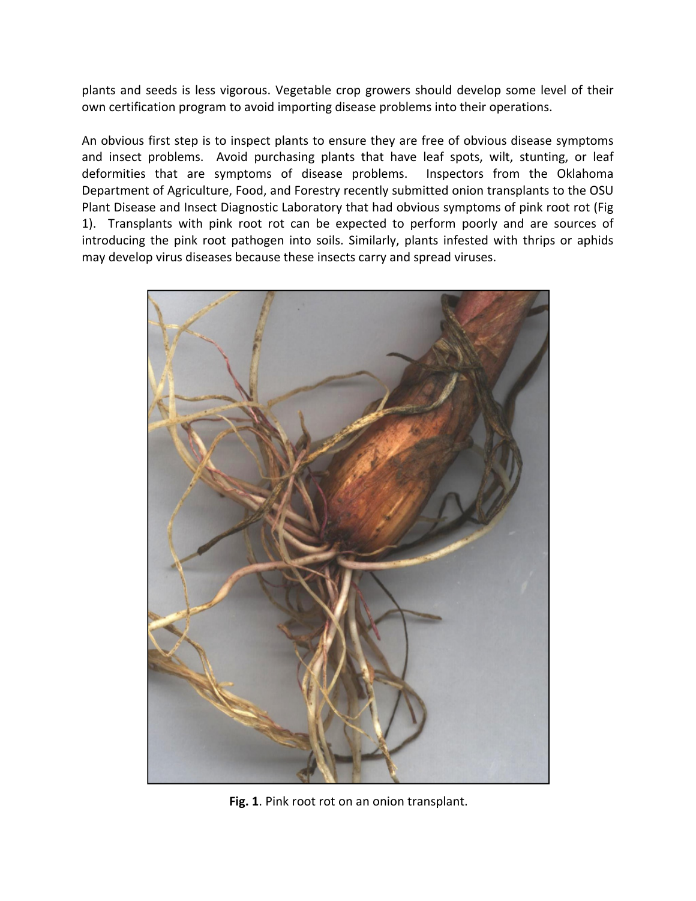plants and seeds is less vigorous. Vegetable crop growers should develop some level of their own certification program to avoid importing disease problems into their operations.

An obvious first step is to inspect plants to ensure they are free of obvious disease symptoms and insect problems. Avoid purchasing plants that have leaf spots, wilt, stunting, or leaf deformities that are symptoms of disease problems. Inspectors from the Oklahoma Department of Agriculture, Food, and Forestry recently submitted onion transplants to the OSU Plant Disease and Insect Diagnostic Laboratory that had obvious symptoms of pink root rot (Fig 1). Transplants with pink root rot can be expected to perform poorly and are sources of introducing the pink root pathogen into soils. Similarly, plants infested with thrips or aphids may develop virus diseases because these insects carry and spread viruses.

**Fig. 1**. Pink root rot on an onion transplant.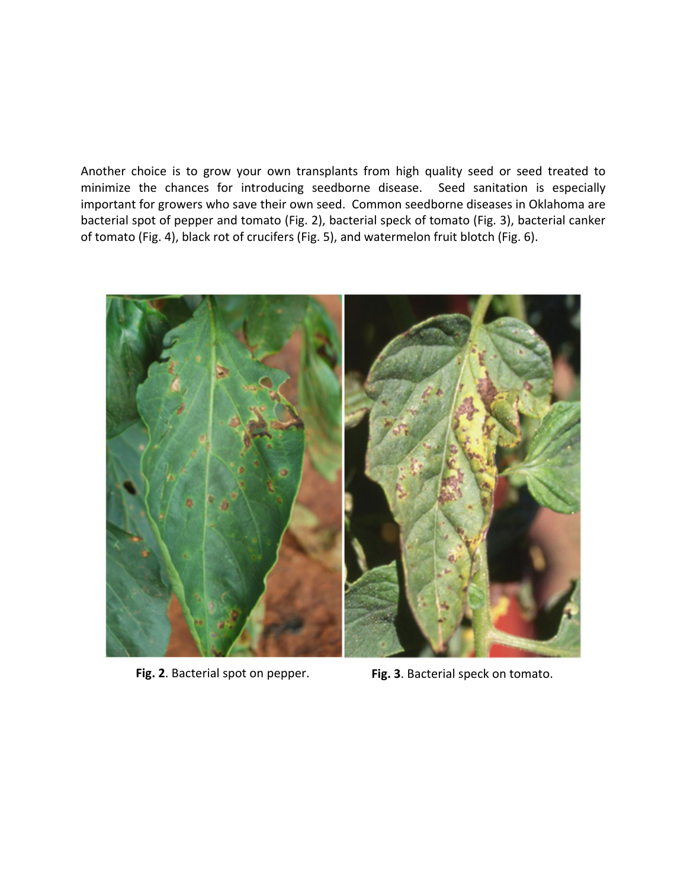Another choice is to grow your own transplants from high quality seed or seed treated to minimize the chances for introducing seedborne disease. Seed sanitation is especially important for growers who save their own seed. Common seedborne diseases in Oklahoma are bacterial spot of pepper and tomato (Fig. 2), bacterial speck of tomato (Fig. 3), bacterial canker of tomato (Fig. 4), black rot of crucifers (Fig. 5), and watermelon fruit blotch (Fig. 6).

**Fig. 2**. Bacterial spot on pepper.

**Fig. 3**. Bacterial speck on tomato.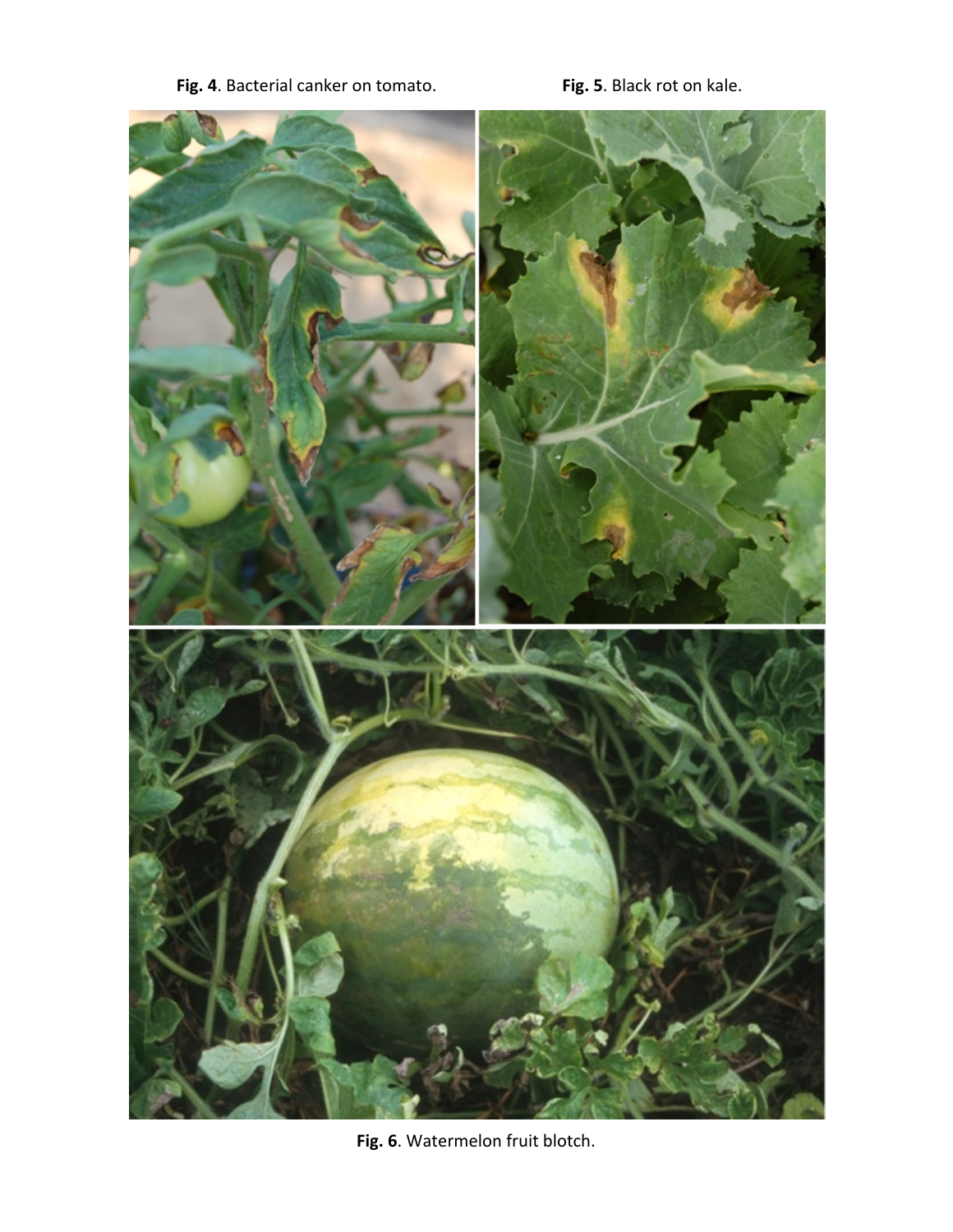**Fig. 4**. Bacterial canker on tomato.

**Fig. 5**. Black rot on kale.

**Fig. 6**. Watermelon fruit blotch.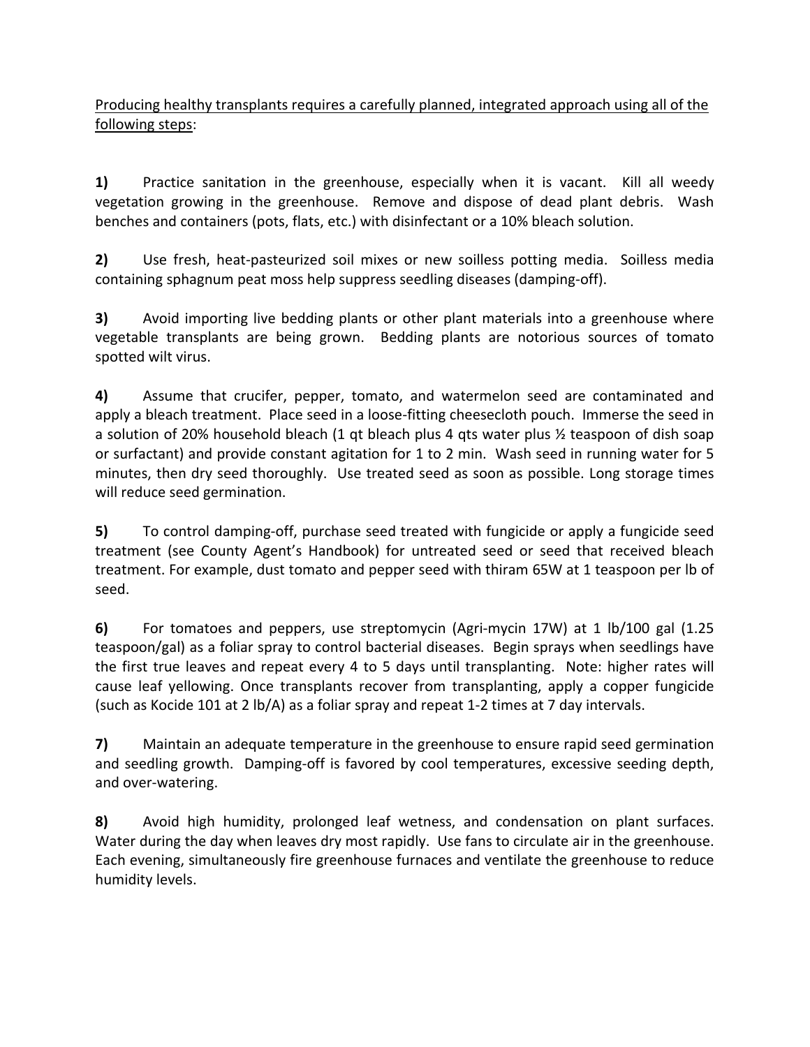<u>Producing healthy transplants requires a carefully planned, integrated approach using all of the following steps</u>:

**1)** Practice sanitation in the greenhouse, especially when it is vacant. Kill all weedy vegetation growing in the greenhouse. Remove and dispose of dead plant debris. Wash benches and containers (pots, flats, etc.) with disinfectant or a 10% bleach solution.

**2)** Use fresh, heat-pasteurized soil mixes or new soilless potting media. Soilless media containing sphagnum peat moss help suppress seedling diseases (damping-off).

**3)** Avoid importing live bedding plants or other plant materials into a greenhouse where vegetable transplants are being grown. Bedding plants are notorious sources of tomato spotted wilt virus.

**4)** Assume that crucifer, pepper, tomato, and watermelon seed are contaminated and apply a bleach treatment. Place seed in a loose-fitting cheesecloth pouch. Immerse the seed in a solution of 20% household bleach (1 qt bleach plus 4 qts water plus ½ teaspoon of dish soap or surfactant) and provide constant agitation for 1 to 2 min. Wash seed in running water for 5 minutes, then dry seed thoroughly. Use treated seed as soon as possible. Long storage times will reduce seed germination.

**5)** To control damping-off, purchase seed treated with fungicide or apply a fungicide seed treatment (see County Agent's Handbook) for untreated seed or seed that received bleach treatment. For example, dust tomato and pepper seed with thiram 65W at 1 teaspoon per lb of seed.

**6)** For tomatoes and peppers, use streptomycin (Agri-mycin 17W) at 1 lb/100 gal (1.25 teaspoon/gal) as a foliar spray to control bacterial diseases. Begin sprays when seedlings have the first true leaves and repeat every 4 to 5 days until transplanting. Note: higher rates will cause leaf yellowing. Once transplants recover from transplanting, apply a copper fungicide (such as Kocide 101 at 2 lb/A) as a foliar spray and repeat 1-2 times at 7 day intervals.

**7)** Maintain an adequate temperature in the greenhouse to ensure rapid seed germination and seedling growth. Damping-off is favored by cool temperatures, excessive seeding depth, and over-watering.

**8)** Avoid high humidity, prolonged leaf wetness, and condensation on plant surfaces. Water during the day when leaves dry most rapidly. Use fans to circulate air in the greenhouse. Each evening, simultaneously fire greenhouse furnaces and ventilate the greenhouse to reduce humidity levels.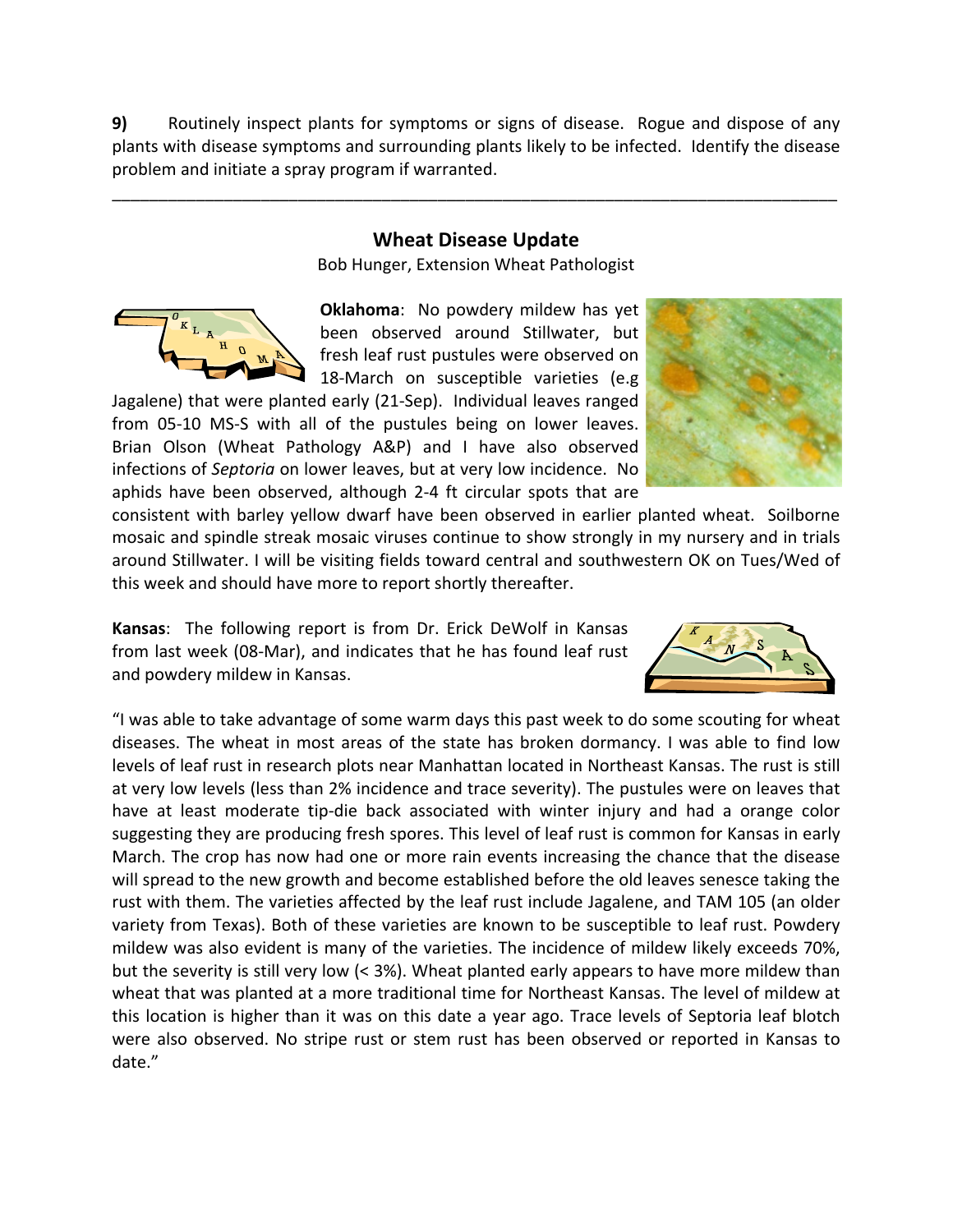**9)** Routinely inspect plants for symptoms or signs of disease. Rogue and dispose of any plants with disease symptoms and surrounding plants likely to be infected. Identify the disease problem and initiate a spray program if warranted.

---

## Wheat Disease Update

Bob Hunger, Extension Wheat Pathologist

**Oklahoma**: No powdery mildew has yet been observed around Stillwater, but fresh leaf rust pustules were observed on 18-March on susceptible varieties (e.g Jagalene) that were planted early (21-Sep). Individual leaves ranged from 05-10 MS-S with all of the pustules being on lower leaves. Brian Olson (Wheat Pathology A&P) and I have also observed infections of *Septoria* on lower leaves, but at very low incidence. No aphids have been observed, although 2-4 ft circular spots that are consistent with barley yellow dwarf have been observed in earlier planted wheat. Soilborne mosaic and spindle streak mosaic viruses continue to show strongly in my nursery and in trials around Stillwater. I will be visiting fields toward central and southwestern OK on Tues/Wed of this week and should have more to report shortly thereafter.

**Kansas**: The following report is from Dr. Erick DeWolf in Kansas from last week (08-Mar), and indicates that he has found leaf rust and powdery mildew in Kansas.

"I was able to take advantage of some warm days this past week to do some scouting for wheat diseases. The wheat in most areas of the state has broken dormancy. I was able to find low levels of leaf rust in research plots near Manhattan located in Northeast Kansas. The rust is still at very low levels (less than 2% incidence and trace severity). The pustules were on leaves that have at least moderate tip-die back associated with winter injury and had a orange color suggesting they are producing fresh spores. This level of leaf rust is common for Kansas in early March. The crop has now had one or more rain events increasing the chance that the disease will spread to the new growth and become established before the old leaves senesce taking the rust with them. The varieties affected by the leaf rust include Jagalene, and TAM 105 (an older variety from Texas). Both of these varieties are known to be susceptible to leaf rust. Powdery mildew was also evident is many of the varieties. The incidence of mildew likely exceeds 70%, but the severity is still very low (< 3%). Wheat planted early appears to have more mildew than wheat that was planted at a more traditional time for Northeast Kansas. The level of mildew at this location is higher than it was on this date a year ago. Trace levels of Septoria leaf blotch were also observed. No stripe rust or stem rust has been observed or reported in Kansas to date."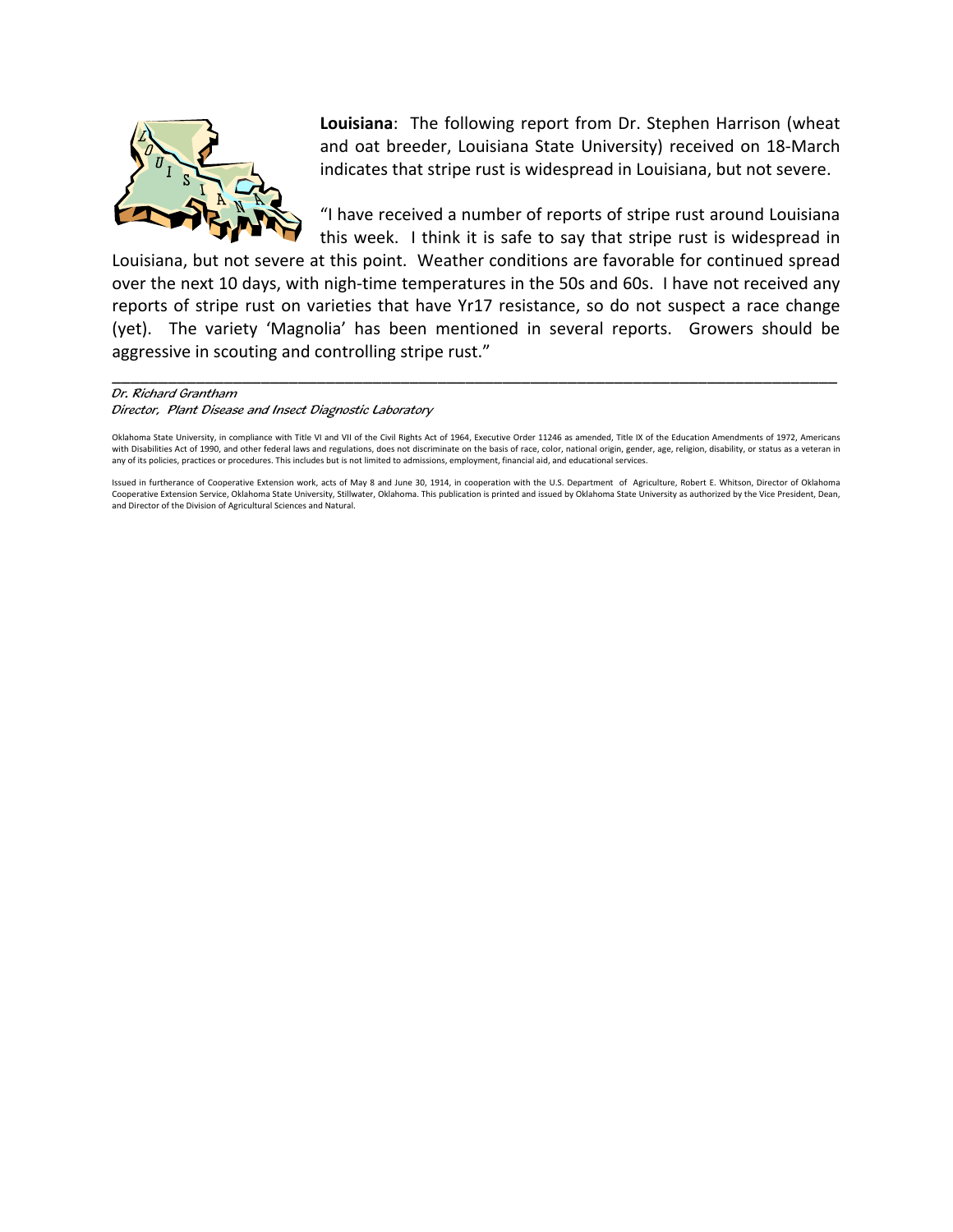**Louisiana**: The following report from Dr. Stephen Harrison (wheat and oat breeder, Louisiana State University) received on 18-March indicates that stripe rust is widespread in Louisiana, but not severe.

"I have received a number of reports of stripe rust around Louisiana this week. I think it is safe to say that stripe rust is widespread in Louisiana, but not severe at this point. Weather conditions are favorable for continued spread over the next 10 days, with nigh-time temperatures in the 50s and 60s. I have not received any reports of stripe rust on varieties that have Yr17 resistance, so do not suspect a race change (yet). The variety 'Magnolia' has been mentioned in several reports. Growers should be aggressive in scouting and controlling stripe rust."

---

*Dr. Richard Grantham*
*Director, Plant Disease and Insect Diagnostic Laboratory*

Oklahoma State University, in compliance with Title VI and VII of the Civil Rights Act of 1964, Executive Order 11246 as amended, Title IX of the Education Amendments of 1972, Americans with Disabilities Act of 1990, and other federal laws and regulations, does not discriminate on the basis of race, color, national origin, gender, age, religion, disability, or status as a veteran in any of its policies, practices or procedures. This includes but is not limited to admissions, employment, financial aid, and educational services.

Issued in furtherance of Cooperative Extension work, acts of May 8 and June 30, 1914, in cooperation with the U.S. Department of Agriculture, Robert E. Whitson, Director of Oklahoma Cooperative Extension Service, Oklahoma State University, Stillwater, Oklahoma. This publication is printed and issued by Oklahoma State University as authorized by the Vice President, Dean, and Director of the Division of Agricultural Sciences and Natural.